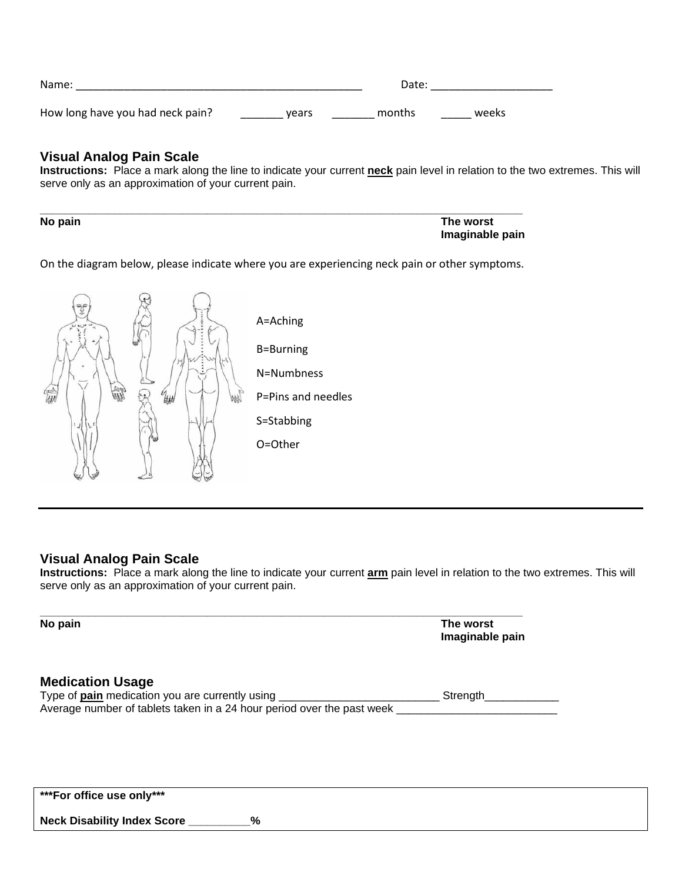Name: _______________________________________________ Date: ____________________

How long have you had neck pain? _______ years _______ months _____ weeks

### Visual Analog Pain Scale

**Instructions:** Place a mark along the line to indicate your current **neck** pain level in relation to the two extremes. This will serve only as an approximation of your current pain.

_______________________________________________________________________________

**No pain** **The worst Imaginable pain**

On the diagram below, please indicate where you are experiencing neck pain or other symptoms.

A=Aching

B=Burning

N=Numbness

P=Pins and needles

S=Stabbing

O=Other

---

### Visual Analog Pain Scale

**Instructions:** Place a mark along the line to indicate your current **arm** pain level in relation to the two extremes. This will serve only as an approximation of your current pain.

_______________________________________________________________________________

**No pain** **The worst Imaginable pain**

### Medication Usage

Type of **pain** medication you are currently using __________________________ Strength____________

Average number of tablets taken in a 24 hour period over the past week __________________________

**\*\*\*For office use only\*\*\***

**Neck Disability Index Score __________%**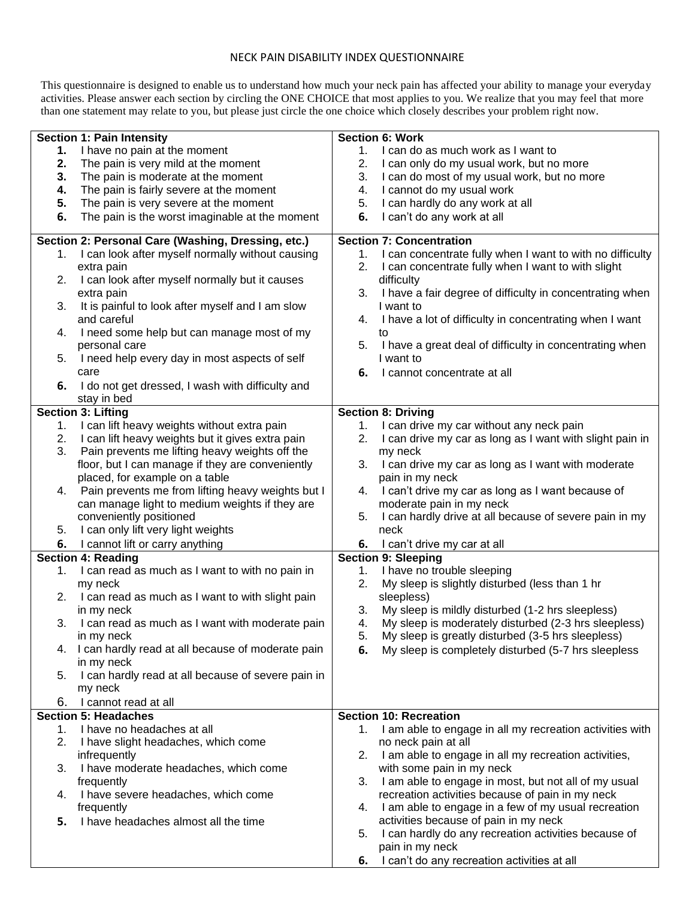# NECK PAIN DISABILITY INDEX QUESTIONNAIRE

This questionnaire is designed to enable us to understand how much your neck pain has affected your ability to manage your everyday activities. Please answer each section by circling the ONE CHOICE that most applies to you. We realize that you may feel that more than one statement may relate to you, but please just circle the one choice which closely describes your problem right now.

**Section 1: Pain Intensity**

1. I have no pain at the moment
2. The pain is very mild at the moment
3. The pain is moderate at the moment
4. The pain is fairly severe at the moment
5. The pain is very severe at the moment
6. The pain is the worst imaginable at the moment

**Section 2: Personal Care (Washing, Dressing, etc.)**

1. I can look after myself normally without causing extra pain
2. I can look after myself normally but it causes extra pain
3. It is painful to look after myself and I am slow and careful
4. I need some help but can manage most of my personal care
5. I need help every day in most aspects of self care
6. I do not get dressed, I wash with difficulty and stay in bed

**Section 3: Lifting**

1. I can lift heavy weights without extra pain
2. I can lift heavy weights but it gives extra pain
3. Pain prevents me lifting heavy weights off the floor, but I can manage if they are conveniently placed, for example on a table
4. Pain prevents me from lifting heavy weights but I can manage light to medium weights if they are conveniently positioned
5. I can only lift very light weights
6. I cannot lift or carry anything

**Section 4: Reading**

1. I can read as much as I want to with no pain in my neck
2. I can read as much as I want to with slight pain in my neck
3. I can read as much as I want with moderate pain in my neck
4. I can hardly read at all because of moderate pain in my neck
5. I can hardly read at all because of severe pain in my neck
6. I cannot read at all

**Section 5: Headaches**

1. I have no headaches at all
2. I have slight headaches, which come infrequently
3. I have moderate headaches, which come frequently
4. I have severe headaches, which come frequently
5. I have headaches almost all the time

**Section 6: Work**

1. I can do as much work as I want to
2. I can only do my usual work, but no more
3. I can do most of my usual work, but no more
4. I cannot do my usual work
5. I can hardly do any work at all
6. I can't do any work at all

**Section 7: Concentration**

1. I can concentrate fully when I want to with no difficulty
2. I can concentrate fully when I want to with slight difficulty
3. I have a fair degree of difficulty in concentrating when I want to
4. I have a lot of difficulty in concentrating when I want to
5. I have a great deal of difficulty in concentrating when I want to
6. I cannot concentrate at all

**Section 8: Driving**

1. I can drive my car without any neck pain
2. I can drive my car as long as I want with slight pain in my neck
3. I can drive my car as long as I want with moderate pain in my neck
4. I can't drive my car as long as I want because of moderate pain in my neck
5. I can hardly drive at all because of severe pain in my neck
6. I can't drive my car at all

**Section 9: Sleeping**

1. I have no trouble sleeping
2. My sleep is slightly disturbed (less than 1 hr sleepless)
3. My sleep is mildly disturbed (1-2 hrs sleepless)
4. My sleep is moderately disturbed (2-3 hrs sleepless)
5. My sleep is greatly disturbed (3-5 hrs sleepless)
6. My sleep is completely disturbed (5-7 hrs sleepless

**Section 10: Recreation**

1. I am able to engage in all my recreation activities with no neck pain at all
2. I am able to engage in all my recreation activities, with some pain in my neck
3. I am able to engage in most, but not all of my usual recreation activities because of pain in my neck
4. I am able to engage in a few of my usual recreation activities because of pain in my neck
5. I can hardly do any recreation activities because of pain in my neck
6. I can't do any recreation activities at all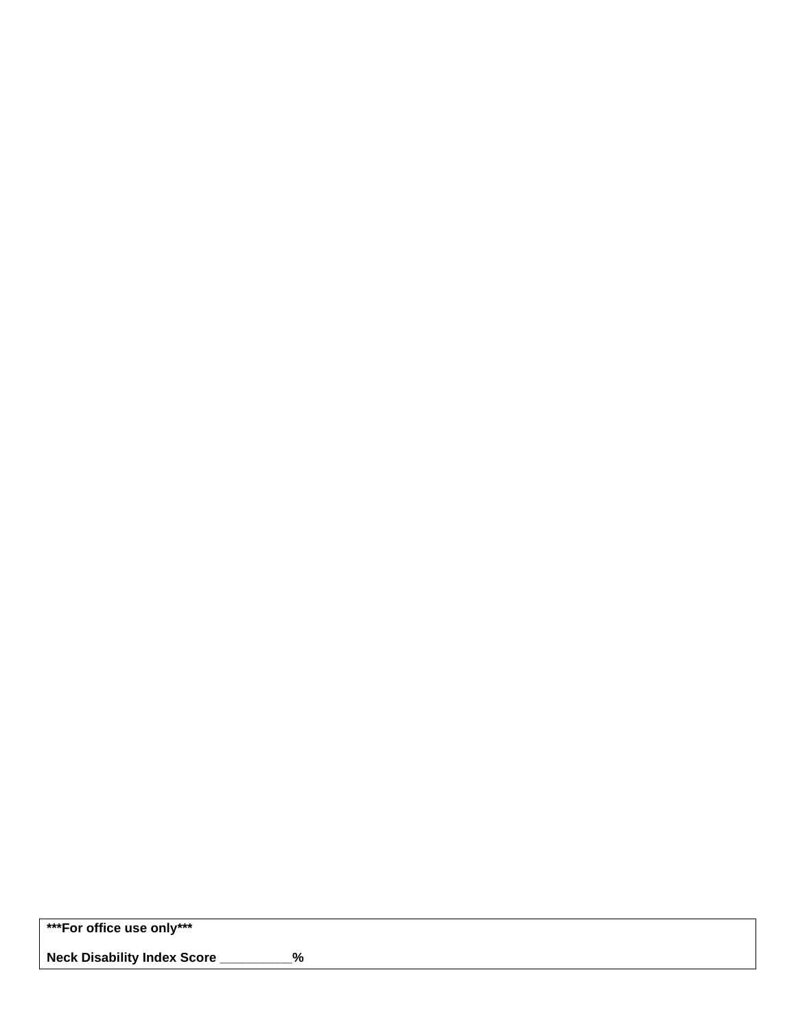**\*\*\*For office use only\*\*\***

**Neck Disability Index Score __________%**